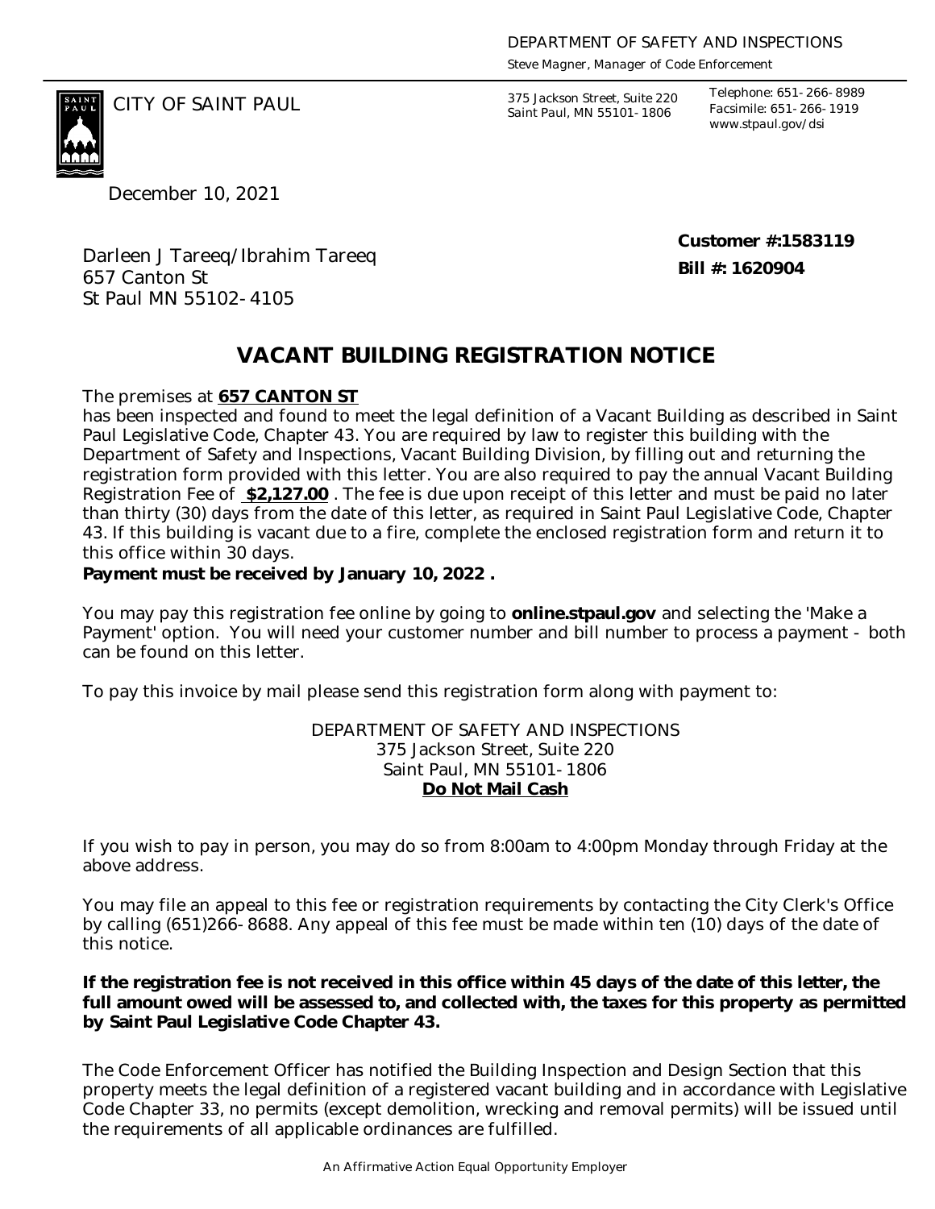DEPARTMENT OF SAFETY AND INSPECTIONS
Steve Magner, Manager of Code Enforcement

CITY OF SAINT PAUL

375 Jackson Street, Suite 220
Saint Paul, MN 55101-1806

Telephone: 651-266-8989
Facsimile: 651-266-1919
www.stpaul.gov/dsi

December 10, 2021

Darleen J Tareeq/Ibrahim Tareeq
657 Canton St
St Paul MN 55102-4105

**Customer #:1583119**
**Bill #: 1620904**

# VACANT BUILDING REGISTRATION NOTICE

The premises at **657 CANTON ST**
has been inspected and found to meet the legal definition of a Vacant Building as described in Saint Paul Legislative Code, Chapter 43. You are required by law to register this building with the Department of Safety and Inspections, Vacant Building Division, by filling out and returning the registration form provided with this letter. You are also required to pay the annual Vacant Building Registration Fee of **$2,127.00** . The fee is due upon receipt of this letter and must be paid no later than thirty (30) days from the date of this letter, as required in Saint Paul Legislative Code, Chapter 43. If this building is vacant due to a fire, complete the enclosed registration form and return it to this office within 30 days.
**Payment must be received by January 10, 2022 .**

You may pay this registration fee online by going to **online.stpaul.gov** and selecting the 'Make a Payment' option. You will need your customer number and bill number to process a payment - both can be found on this letter.

To pay this invoice by mail please send this registration form along with payment to:

DEPARTMENT OF SAFETY AND INSPECTIONS
375 Jackson Street, Suite 220
Saint Paul, MN 55101-1806
**Do Not Mail Cash**

If you wish to pay in person, you may do so from 8:00am to 4:00pm Monday through Friday at the above address.

You may file an appeal to this fee or registration requirements by contacting the City Clerk's Office by calling (651)266-8688. Any appeal of this fee must be made within ten (10) days of the date of this notice.

**If the registration fee is not received in this office within 45 days of the date of this letter, the full amount owed will be assessed to, and collected with, the taxes for this property as permitted by Saint Paul Legislative Code Chapter 43.**

The Code Enforcement Officer has notified the Building Inspection and Design Section that this property meets the legal definition of a registered vacant building and in accordance with Legislative Code Chapter 33, no permits (except demolition, wrecking and removal permits) will be issued until the requirements of all applicable ordinances are fulfilled.

An Affirmative Action Equal Opportunity Employer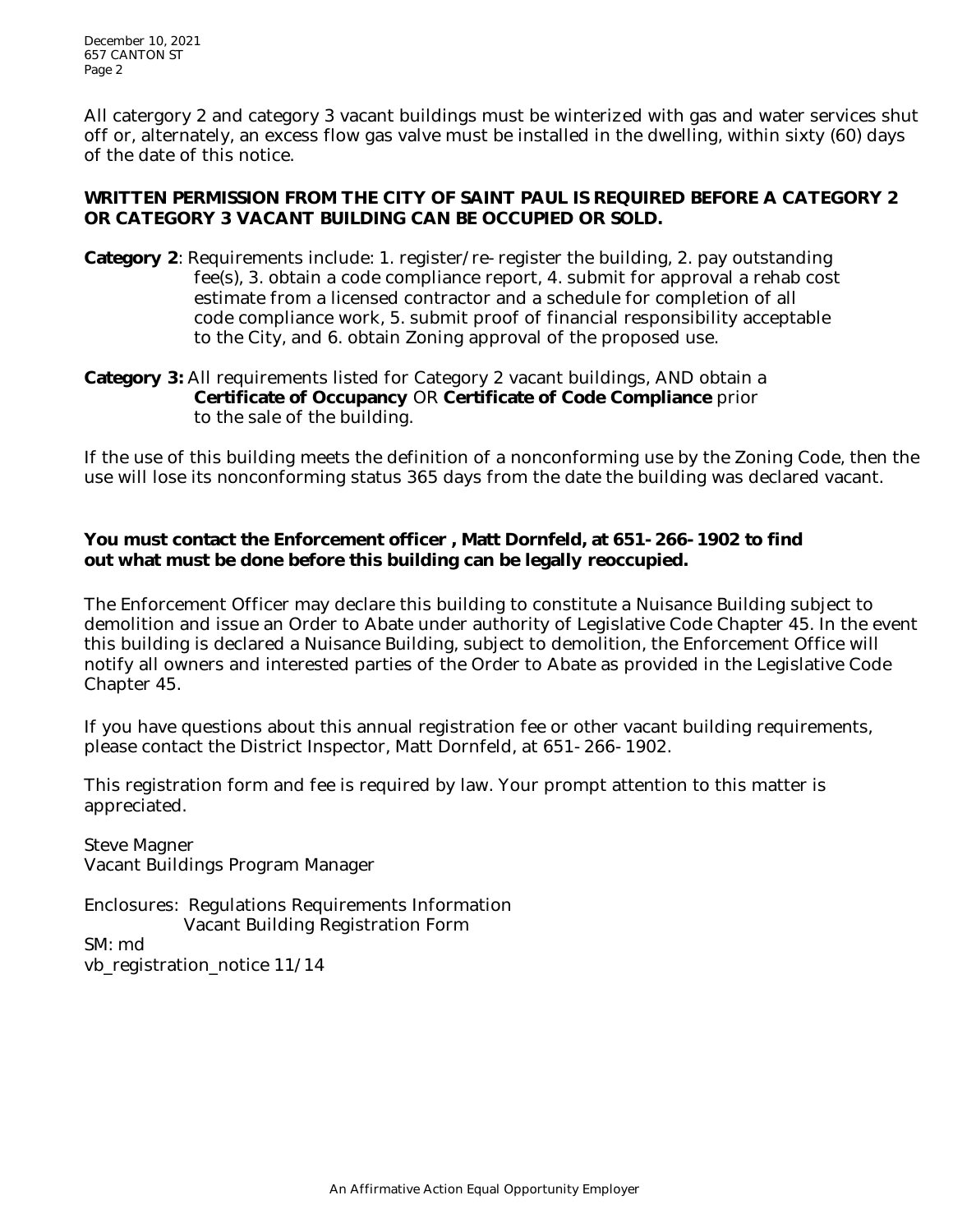All catergory 2 and category 3 vacant buildings must be winterized with gas and water services shut off or, alternately, an excess flow gas valve must be installed in the dwelling, within sixty (60) days of the date of this notice.

**WRITTEN PERMISSION FROM THE CITY OF SAINT PAUL IS REQUIRED BEFORE A CATEGORY 2 OR CATEGORY 3 VACANT BUILDING CAN BE OCCUPIED OR SOLD.**

**Category 2**: Requirements include: 1. register/re-register the building, 2. pay outstanding fee(s), 3. obtain a code compliance report, 4. submit for approval a rehab cost estimate from a licensed contractor and a schedule for completion of all code compliance work, 5. submit proof of financial responsibility acceptable to the City, and 6. obtain Zoning approval of the proposed use.

**Category 3:** All requirements listed for Category 2 vacant buildings, AND obtain a **Certificate of Occupancy** OR **Certificate of Code Compliance** prior to the sale of the building.

If the use of this building meets the definition of a nonconforming use by the Zoning Code, then the use will lose its nonconforming status 365 days from the date the building was declared vacant.

**You must contact the Enforcement officer , Matt Dornfeld, at 651-266-1902 to find out what must be done before this building can be legally reoccupied.**

The Enforcement Officer may declare this building to constitute a Nuisance Building subject to demolition and issue an Order to Abate under authority of Legislative Code Chapter 45. In the event this building is declared a Nuisance Building, subject to demolition, the Enforcement Office will notify all owners and interested parties of the Order to Abate as provided in the Legislative Code Chapter 45.

If you have questions about this annual registration fee or other vacant building requirements, please contact the District Inspector, Matt Dornfeld, at 651-266-1902.

This registration form and fee is required by law. Your prompt attention to this matter is appreciated.

Steve Magner
Vacant Buildings Program Manager

Enclosures: Regulations Requirements Information
Vacant Building Registration Form

SM: md
vb_registration_notice 11/14

An Affirmative Action Equal Opportunity Employer